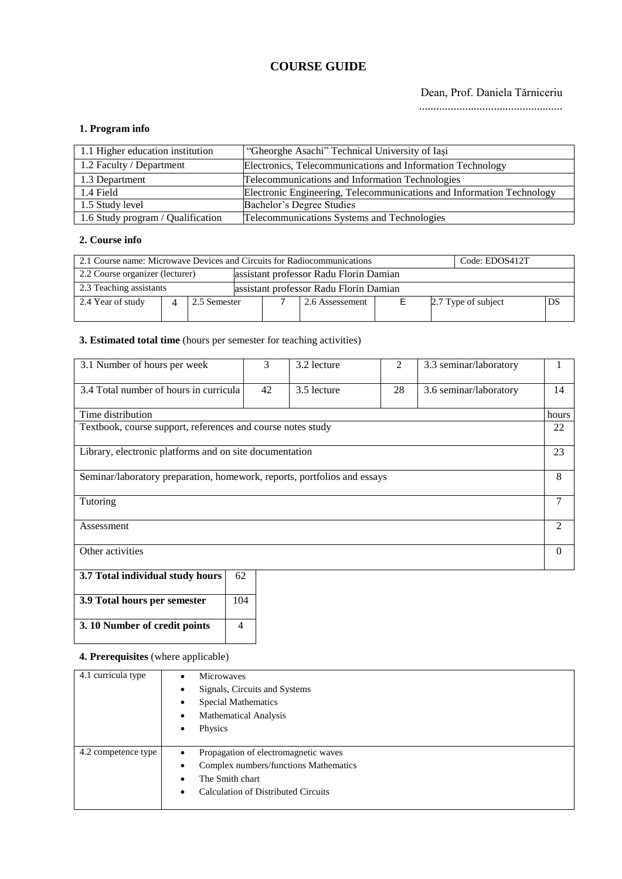# COURSE GUIDE

Dean, Prof. Daniela Tărniceriu

.................................................

## 1. Program info

| | |
|---|---|
| 1.1 Higher education institution | "Gheorghe Asachi" Technical University of Iași |
| 1.2 Faculty / Department | Electronics, Telecommunications and Information Technology |
| 1.3 Department | Telecommunications and Information Technologies |
| 1.4 Field | Electronic Engineering, Telecommunications and Information Technology |
| 1.5 Study level | Bachelor's Degree Studies |
| 1.6 Study program / Qualification | Telecommunications Systems and Technologies |

## 2. Course info

| | | | | | | | |
|---|---|---|---|---|---|---|---|
| 2.1 Course name: Microwave Devices and Circuits for Radiocommunications | | | | | | Code: EDOS412T | |
| 2.2 Course organizer (lecturer) | | assistant professor Radu Florin Damian | | | | | |
| 2.3 Teaching assistants | | assistant professor Radu Florin Damian | | | | | |
| 2.4 Year of study | 4 | 2.5 Semester | 7 | 2.6 Assessement | E | 2.7 Type of subject | DS |

## 3. Estimated total time (hours per semester for teaching activities)

| | | | | | |
|---|---|---|---|---|---|
| 3.1 Number of hours per week | 3 | 3.2 lecture | 2 | 3.3 seminar/laboratory | 1 |
| 3.4 Total number of hours in curricula | 42 | 3.5 lecture | 28 | 3.6 seminar/laboratory | 14 |

| Time distribution | hours |
|---|---|
| Textbook, course support, references and course notes study | 22 |
| Library, electronic platforms and on site documentation | 23 |
| Seminar/laboratory preparation, homework, reports, portfolios and essays | 8 |
| Tutoring | 7 |
| Assessment | 2 |
| Other activities | 0 |

| | |
|---|---|
| **3.7 Total individual study hours** | 62 |
| **3.9 Total hours per semester** | 104 |
| **3. 10 Number of credit points** | 4 |

## 4. Prerequisites (where applicable)

| | |
|---|---|
| 4.1 curricula type | • Microwaves<br>• Signals, Circuits and Systems<br>• Special Mathematics<br>• Mathematical Analysis<br>• Physics |
| 4.2 competence type | • Propagation of electromagnetic waves<br>• Complex numbers/functions Mathematics<br>• The Smith chart<br>• Calculation of Distributed Circuits |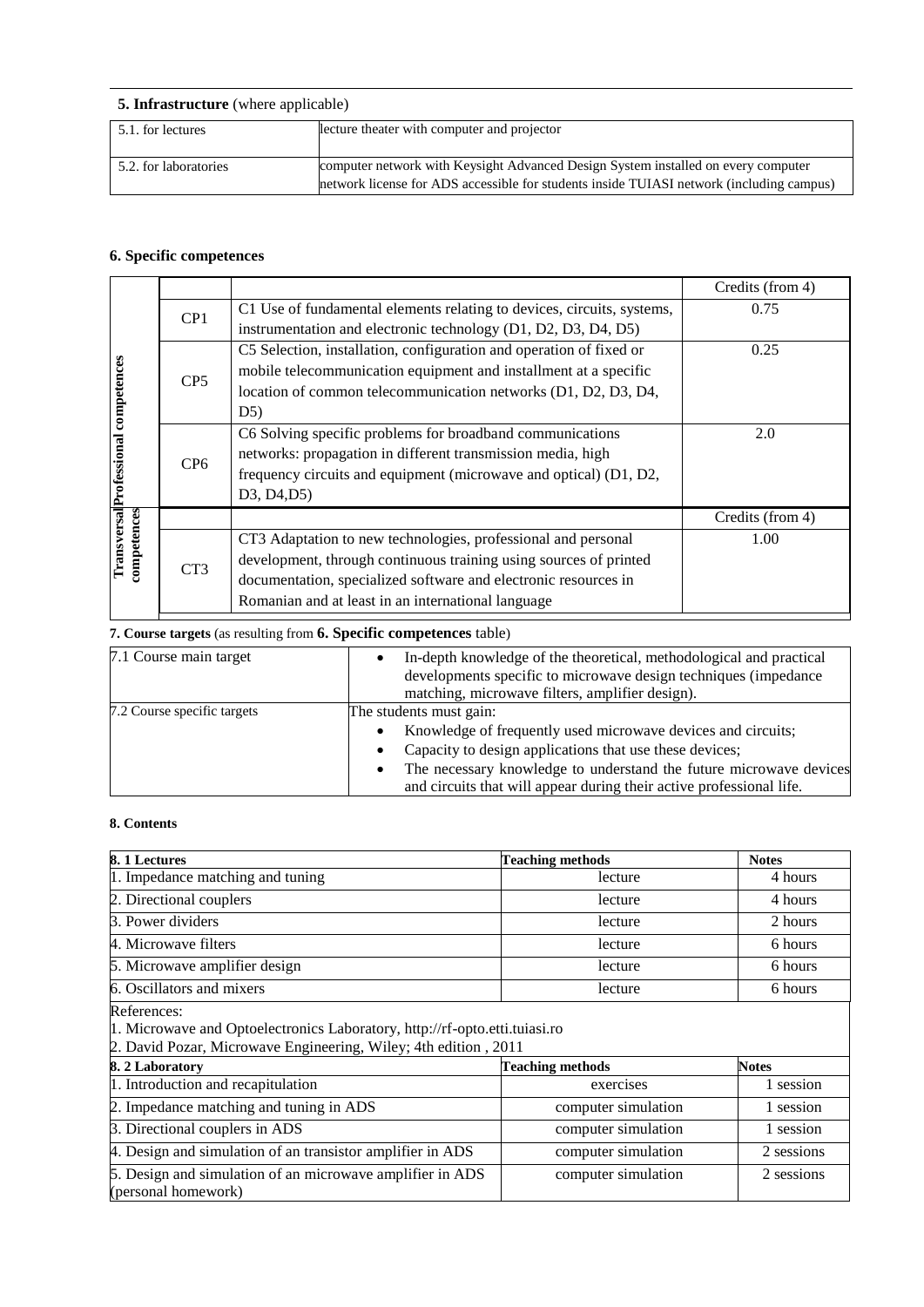**5. Infrastructure** (where applicable)

| | |
|---|---|
| 5.1. for lectures | lecture theater with computer and projector |
| 5.2. for laboratories | computer network with Keysight Advanced Design System installed on every computer<br>network license for ADS accessible for students inside TUIASI network (including campus) |

**6. Specific competences**

| | | | Credits (from 4) |
|---|---|---|---|
| Professional competences | CP1 | C1 Use of fundamental elements relating to devices, circuits, systems, instrumentation and electronic technology (D1, D2, D3, D4, D5) | 0.75 |
| | CP5 | C5 Selection, installation, configuration and operation of fixed or mobile telecommunication equipment and installment at a specific location of common telecommunication networks (D1, D2, D3, D4, D5) | 0.25 |
| | CP6 | C6 Solving specific problems for broadband communications networks: propagation in different transmission media, high frequency circuits and equipment (microwave and optical) (D1, D2, D3, D4,D5) | 2.0 |
| Transversal competences | | | Credits (from 4) |
| | CT3 | CT3 Adaptation to new technologies, professional and personal development, through continuous training using sources of printed documentation, specialized software and electronic resources in Romanian and at least in an international language | 1.00 |

**7. Course targets** (as resulting from **6. Specific competences** table)

| | |
|---|---|
| 7.1 Course main target | • In-depth knowledge of the theoretical, methodological and practical developments specific to microwave design techniques (impedance matching, microwave filters, amplifier design). |
| 7.2 Course specific targets | The students must gain:<br>• Knowledge of frequently used microwave devices and circuits;<br>• Capacity to design applications that use these devices;<br>• The necessary knowledge to understand the future microwave devices and circuits that will appear during their active professional life. |

**8. Contents**

| **8. 1 Lectures** | **Teaching methods** | **Notes** |
|---|---|---|
| 1. Impedance matching and tuning | lecture | 4 hours |
| 2. Directional couplers | lecture | 4 hours |
| 3. Power dividers | lecture | 2 hours |
| 4. Microwave filters | lecture | 6 hours |
| 5. Microwave amplifier design | lecture | 6 hours |
| 6. Oscillators and mixers | lecture | 6 hours |

References:
1. Microwave and Optoelectronics Laboratory, http://rf-opto.etti.tuiasi.ro
2. David Pozar, Microwave Engineering, Wiley; 4th edition , 2011

| **8. 2 Laboratory** | **Teaching methods** | **Notes** |
|---|---|---|
| 1. Introduction and recapitulation | exercises | 1 session |
| 2. Impedance matching and tuning in ADS | computer simulation | 1 session |
| 3. Directional couplers in ADS | computer simulation | 1 session |
| 4. Design and simulation of an transistor amplifier in ADS | computer simulation | 2 sessions |
| 5. Design and simulation of an microwave amplifier in ADS (personal homework) | computer simulation | 2 sessions |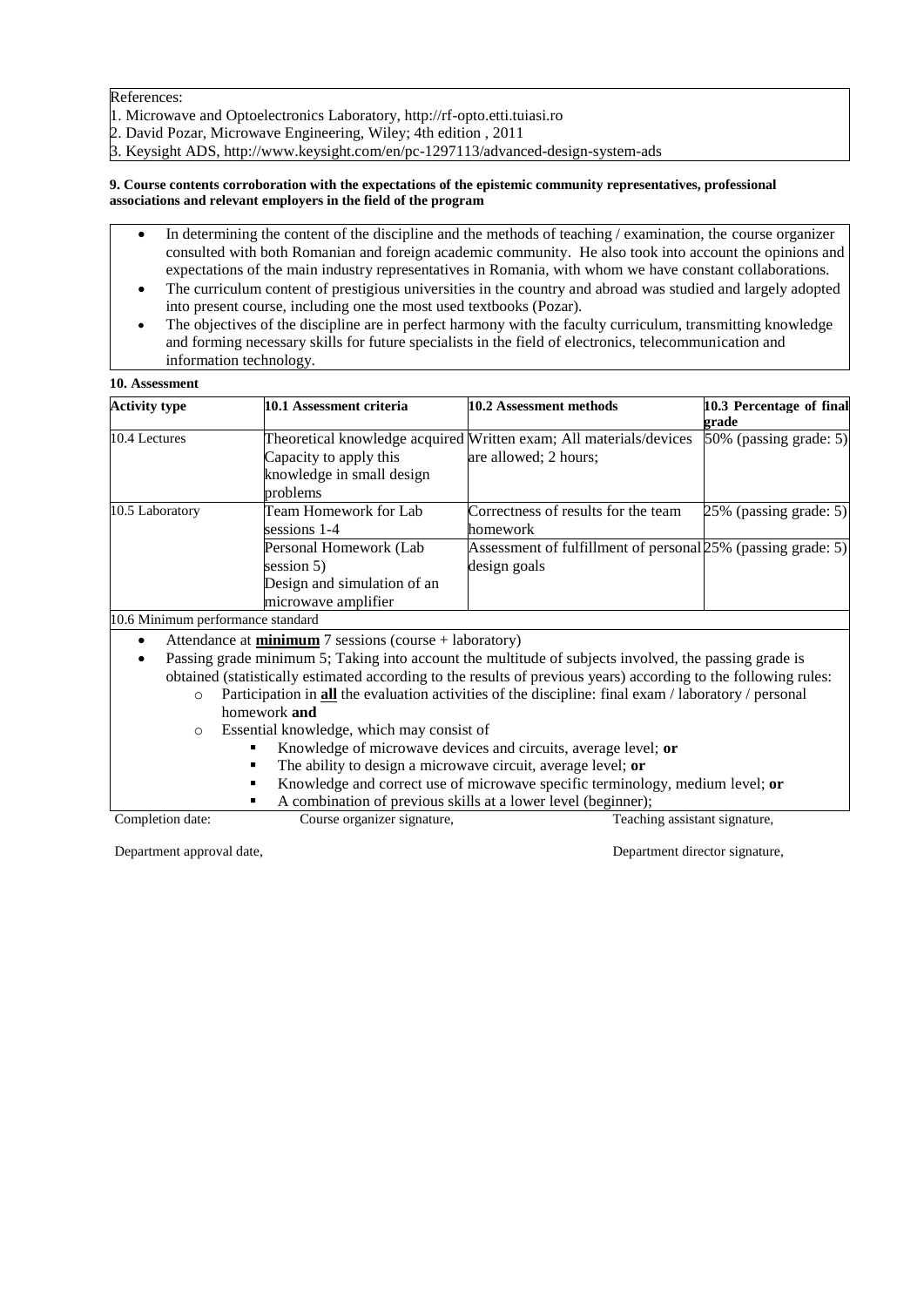References:

1. Microwave and Optoelectronics Laboratory, http://rf-opto.etti.tuiasi.ro
2. David Pozar, Microwave Engineering, Wiley; 4th edition , 2011
3. Keysight ADS, http://www.keysight.com/en/pc-1297113/advanced-design-system-ads

**9. Course contents corroboration with the expectations of the epistemic community representatives, professional associations and relevant employers in the field of the program**

- In determining the content of the discipline and the methods of teaching / examination, the course organizer consulted with both Romanian and foreign academic community. He also took into account the opinions and expectations of the main industry representatives in Romania, with whom we have constant collaborations.
- The curriculum content of prestigious universities in the country and abroad was studied and largely adopted into present course, including one the most used textbooks (Pozar).
- The objectives of the discipline are in perfect harmony with the faculty curriculum, transmitting knowledge and forming necessary skills for future specialists in the field of electronics, telecommunication and information technology.

**10. Assessment**

| **Activity type** | **10.1 Assessment criteria** | **10.2 Assessment methods** | **10.3 Percentage of final grade** |
|---|---|---|---|
| 10.4 Lectures | Theoretical knowledge acquired<br>Capacity to apply this knowledge in small design problems | Written exam; All materials/devices are allowed; 2 hours; | 50% (passing grade: 5) |
| 10.5 Laboratory | Team Homework for Lab sessions 1-4 | Correctness of results for the team homework | 25% (passing grade: 5) |
| | Personal Homework (Lab session 5)<br>Design and simulation of an microwave amplifier | Assessment of fulfillment of personal design goals | 25% (passing grade: 5) |

10.6 Minimum performance standard

- Attendance at **minimum** 7 sessions (course + laboratory)
- Passing grade minimum 5; Taking into account the multitude of subjects involved, the passing grade is obtained (statistically estimated according to the results of previous years) according to the following rules:
  - Participation in **all** the evaluation activities of the discipline: final exam / laboratory / personal homework **and**
  - Essential knowledge, which may consist of
    - Knowledge of microwave devices and circuits, average level; **or**
    - The ability to design a microwave circuit, average level; **or**
    - Knowledge and correct use of microwave specific terminology, medium level; **or**
    - A combination of previous skills at a lower level (beginner);

Completion date: Course organizer signature, Teaching assistant signature,

Department approval date, Department director signature,